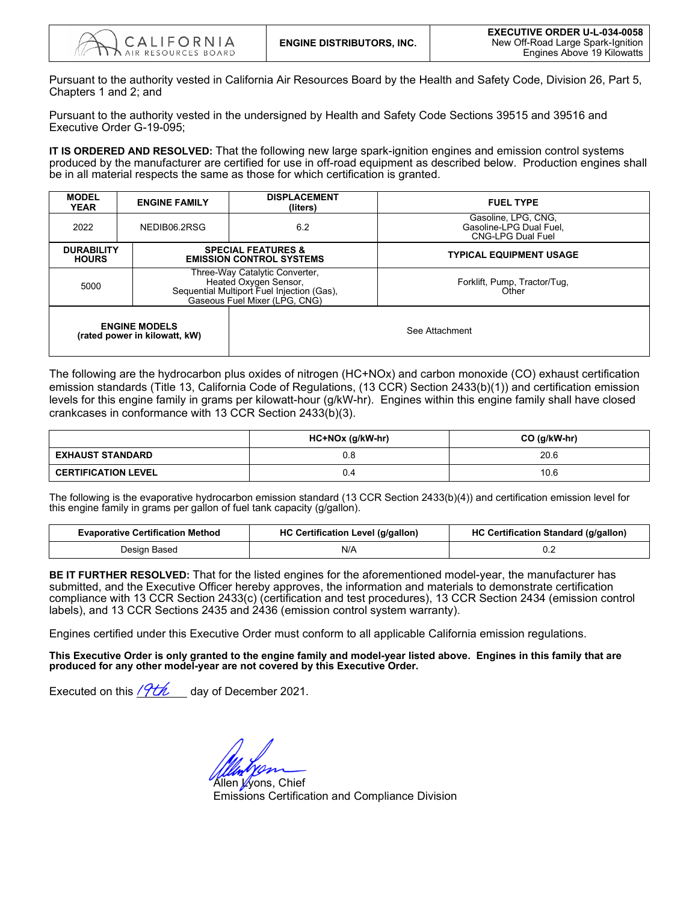| CALIFORNIA AIR RESOURCES BOARD | ENGINE DISTRIBUTORS, INC. | **EXECUTIVE ORDER U-L-034-0058** New Off-Road Large Spark-Ignition Engines Above 19 Kilowatts |
|---|---|---|

Pursuant to the authority vested in California Air Resources Board by the Health and Safety Code, Division 26, Part 5, Chapters 1 and 2; and

Pursuant to the authority vested in the undersigned by Health and Safety Code Sections 39515 and 39516 and Executive Order G-19-095;

**IT IS ORDERED AND RESOLVED:** That the following new large spark-ignition engines and emission control systems produced by the manufacturer are certified for use in off-road equipment as described below. Production engines shall be in all material respects the same as those for which certification is granted.

| MODEL YEAR | ENGINE FAMILY | DISPLACEMENT (liters) | FUEL TYPE |
|---|---|---|---|
| 2022 | NEDIB06.2RSG | 6.2 | Gasoline, LPG, CNG, Gasoline-LPG Dual Fuel, CNG-LPG Dual Fuel |
| **DURABILITY HOURS** | **SPECIAL FEATURES & EMISSION CONTROL SYSTEMS** | | **TYPICAL EQUIPMENT USAGE** |
| 5000 | Three-Way Catalytic Converter, Heated Oxygen Sensor, Sequential Multiport Fuel Injection (Gas), Gaseous Fuel Mixer (LPG, CNG) | | Forklift, Pump, Tractor/Tug, Other |
| **ENGINE MODELS (rated power in kilowatt, kW)** | | See Attachment | |

The following are the hydrocarbon plus oxides of nitrogen (HC+NOx) and carbon monoxide (CO) exhaust certification emission standards (Title 13, California Code of Regulations, (13 CCR) Section 2433(b)(1)) and certification emission levels for this engine family in grams per kilowatt-hour (g/kW-hr). Engines within this engine family shall have closed crankcases in conformance with 13 CCR Section 2433(b)(3).

| | HC+NOx (g/kW-hr) | CO (g/kW-hr) |
|---|---|---|
| **EXHAUST STANDARD** | 0.8 | 20.6 |
| **CERTIFICATION LEVEL** | 0.4 | 10.6 |

The following is the evaporative hydrocarbon emission standard (13 CCR Section 2433(b)(4)) and certification emission level for this engine family in grams per gallon of fuel tank capacity (g/gallon).

| Evaporative Certification Method | HC Certification Level (g/gallon) | HC Certification Standard (g/gallon) |
|---|---|---|
| Design Based | N/A | 0.2 |

**BE IT FURTHER RESOLVED:** That for the listed engines for the aforementioned model-year, the manufacturer has submitted, and the Executive Officer hereby approves, the information and materials to demonstrate certification compliance with 13 CCR Section 2433(c) (certification and test procedures), 13 CCR Section 2434 (emission control labels), and 13 CCR Sections 2435 and 2436 (emission control system warranty).

Engines certified under this Executive Order must conform to all applicable California emission regulations.

**This Executive Order is only granted to the engine family and model-year listed above. Engines in this family that are produced for any other model-year are not covered by this Executive Order.**

Executed on this 19th day of December 2021.

Allen Lyons, Chief
Emissions Certification and Compliance Division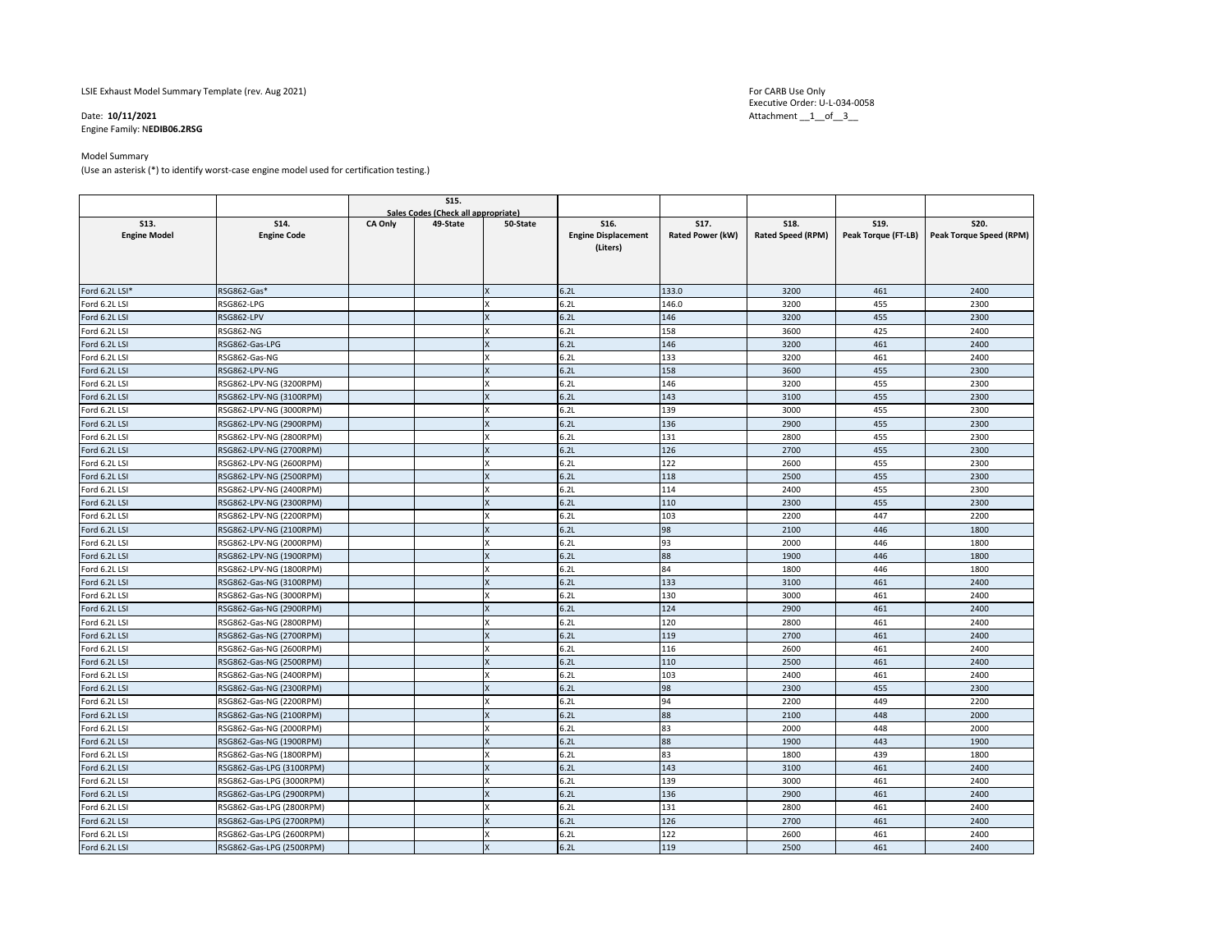LSIE Exhaust Model Summary Template (rev. Aug 2021)

For CARB Use Only
Executive Order: U-L-034-0058
Attachment __1__of__3__

Date: **10/11/2021**
Engine Family: N**EDIB06.2RSG**

Model Summary
(Use an asterisk (*) to identify worst-case engine model used for certification testing.)

| | | S15. Sales Codes (Check all appropriate) | | | | | | | |
|---|---|---|---|---|---|---|---|---|---|
| S13. Engine Model | S14. Engine Code | CA Only | 49-State | 50-State | S16. Engine Displacement (Liters) | S17. Rated Power (kW) | S18. Rated Speed (RPM) | S19. Peak Torque (FT-LB) | S20. Peak Torque Speed (RPM) |
| Ford 6.2L LSI* | RSG862-Gas* | | | X | 6.2L | 133.0 | 3200 | 461 | 2400 |
| Ford 6.2L LSI | RSG862-LPG | | | X | 6.2L | 146.0 | 3200 | 455 | 2300 |
| Ford 6.2L LSI | RSG862-LPV | | | X | 6.2L | 146 | 3200 | 455 | 2300 |
| Ford 6.2L LSI | RSG862-NG | | | X | 6.2L | 158 | 3600 | 425 | 2400 |
| Ford 6.2L LSI | RSG862-Gas-LPG | | | X | 6.2L | 146 | 3200 | 461 | 2400 |
| Ford 6.2L LSI | RSG862-Gas-NG | | | X | 6.2L | 133 | 3200 | 461 | 2400 |
| Ford 6.2L LSI | RSG862-LPV-NG | | | X | 6.2L | 158 | 3600 | 455 | 2300 |
| Ford 6.2L LSI | RSG862-LPV-NG (3200RPM) | | | X | 6.2L | 146 | 3200 | 455 | 2300 |
| Ford 6.2L LSI | RSG862-LPV-NG (3100RPM) | | | X | 6.2L | 143 | 3100 | 455 | 2300 |
| Ford 6.2L LSI | RSG862-LPV-NG (3000RPM) | | | X | 6.2L | 139 | 3000 | 455 | 2300 |
| Ford 6.2L LSI | RSG862-LPV-NG (2900RPM) | | | X | 6.2L | 136 | 2900 | 455 | 2300 |
| Ford 6.2L LSI | RSG862-LPV-NG (2800RPM) | | | X | 6.2L | 131 | 2800 | 455 | 2300 |
| Ford 6.2L LSI | RSG862-LPV-NG (2700RPM) | | | X | 6.2L | 126 | 2700 | 455 | 2300 |
| Ford 6.2L LSI | RSG862-LPV-NG (2600RPM) | | | X | 6.2L | 122 | 2600 | 455 | 2300 |
| Ford 6.2L LSI | RSG862-LPV-NG (2500RPM) | | | X | 6.2L | 118 | 2500 | 455 | 2300 |
| Ford 6.2L LSI | RSG862-LPV-NG (2400RPM) | | | X | 6.2L | 114 | 2400 | 455 | 2300 |
| Ford 6.2L LSI | RSG862-LPV-NG (2300RPM) | | | X | 6.2L | 110 | 2300 | 455 | 2300 |
| Ford 6.2L LSI | RSG862-LPV-NG (2200RPM) | | | X | 6.2L | 103 | 2200 | 447 | 2200 |
| Ford 6.2L LSI | RSG862-LPV-NG (2100RPM) | | | X | 6.2L | 98 | 2100 | 446 | 1800 |
| Ford 6.2L LSI | RSG862-LPV-NG (2000RPM) | | | X | 6.2L | 93 | 2000 | 446 | 1800 |
| Ford 6.2L LSI | RSG862-LPV-NG (1900RPM) | | | X | 6.2L | 88 | 1900 | 446 | 1800 |
| Ford 6.2L LSI | RSG862-LPV-NG (1800RPM) | | | X | 6.2L | 84 | 1800 | 446 | 1800 |
| Ford 6.2L LSI | RSG862-Gas-NG (3100RPM) | | | X | 6.2L | 133 | 3100 | 461 | 2400 |
| Ford 6.2L LSI | RSG862-Gas-NG (3000RPM) | | | X | 6.2L | 130 | 3000 | 461 | 2400 |
| Ford 6.2L LSI | RSG862-Gas-NG (2900RPM) | | | X | 6.2L | 124 | 2900 | 461 | 2400 |
| Ford 6.2L LSI | RSG862-Gas-NG (2800RPM) | | | X | 6.2L | 120 | 2800 | 461 | 2400 |
| Ford 6.2L LSI | RSG862-Gas-NG (2700RPM) | | | X | 6.2L | 119 | 2700 | 461 | 2400 |
| Ford 6.2L LSI | RSG862-Gas-NG (2600RPM) | | | X | 6.2L | 116 | 2600 | 461 | 2400 |
| Ford 6.2L LSI | RSG862-Gas-NG (2500RPM) | | | X | 6.2L | 110 | 2500 | 461 | 2400 |
| Ford 6.2L LSI | RSG862-Gas-NG (2400RPM) | | | X | 6.2L | 103 | 2400 | 461 | 2400 |
| Ford 6.2L LSI | RSG862-Gas-NG (2300RPM) | | | X | 6.2L | 98 | 2300 | 455 | 2300 |
| Ford 6.2L LSI | RSG862-Gas-NG (2200RPM) | | | X | 6.2L | 94 | 2200 | 449 | 2200 |
| Ford 6.2L LSI | RSG862-Gas-NG (2100RPM) | | | X | 6.2L | 88 | 2100 | 448 | 2000 |
| Ford 6.2L LSI | RSG862-Gas-NG (2000RPM) | | | X | 6.2L | 83 | 2000 | 448 | 2000 |
| Ford 6.2L LSI | RSG862-Gas-NG (1900RPM) | | | X | 6.2L | 88 | 1900 | 443 | 1900 |
| Ford 6.2L LSI | RSG862-Gas-NG (1800RPM) | | | X | 6.2L | 83 | 1800 | 439 | 1800 |
| Ford 6.2L LSI | RSG862-Gas-LPG (3100RPM) | | | X | 6.2L | 143 | 3100 | 461 | 2400 |
| Ford 6.2L LSI | RSG862-Gas-LPG (3000RPM) | | | X | 6.2L | 139 | 3000 | 461 | 2400 |
| Ford 6.2L LSI | RSG862-Gas-LPG (2900RPM) | | | X | 6.2L | 136 | 2900 | 461 | 2400 |
| Ford 6.2L LSI | RSG862-Gas-LPG (2800RPM) | | | X | 6.2L | 131 | 2800 | 461 | 2400 |
| Ford 6.2L LSI | RSG862-Gas-LPG (2700RPM) | | | X | 6.2L | 126 | 2700 | 461 | 2400 |
| Ford 6.2L LSI | RSG862-Gas-LPG (2600RPM) | | | X | 6.2L | 122 | 2600 | 461 | 2400 |
| Ford 6.2L LSI | RSG862-Gas-LPG (2500RPM) | | | X | 6.2L | 119 | 2500 | 461 | 2400 |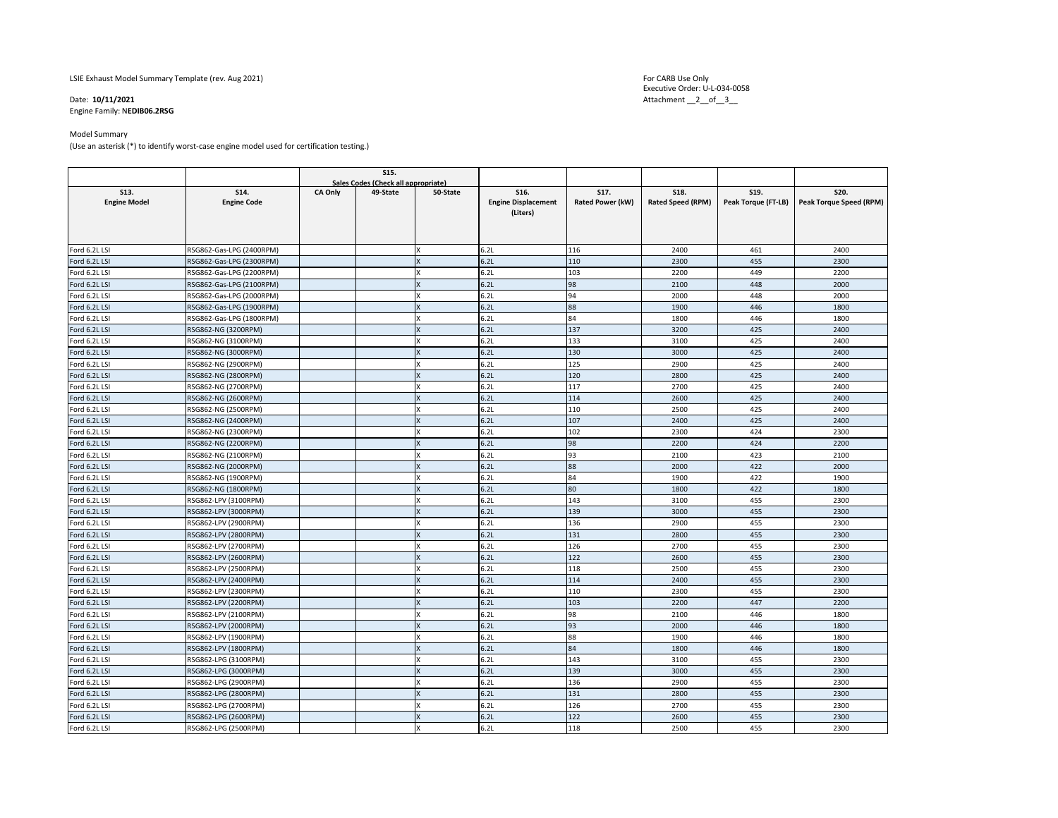LSIE Exhaust Model Summary Template (rev. Aug 2021)

Date: **10/11/2021**
Engine Family: N**EDIB06.2RSG**

For CARB Use Only
Executive Order: U-L-034-0058
Attachment __2__of__3__

Model Summary
(Use an asterisk (*) to identify worst-case engine model used for certification testing.)

| | | S15. Sales Codes (Check all appropriate) | | | | | | | |
|---|---|---|---|---|---|---|---|---|---|
| **S13. Engine Model** | **S14. Engine Code** | **CA Only** | **49-State** | **50-State** | **S16. Engine Displacement (Liters)** | **S17. Rated Power (kW)** | **S18. Rated Speed (RPM)** | **S19. Peak Torque (FT-LB)** | **S20. Peak Torque Speed (RPM)** |
| Ford 6.2L LSI | RSG862-Gas-LPG (2400RPM) | | | X | 6.2L | 116 | 2400 | 461 | 2400 |
| Ford 6.2L LSI | RSG862-Gas-LPG (2300RPM) | | | X | 6.2L | 110 | 2300 | 455 | 2300 |
| Ford 6.2L LSI | RSG862-Gas-LPG (2200RPM) | | | X | 6.2L | 103 | 2200 | 449 | 2200 |
| Ford 6.2L LSI | RSG862-Gas-LPG (2100RPM) | | | X | 6.2L | 98 | 2100 | 448 | 2000 |
| Ford 6.2L LSI | RSG862-Gas-LPG (2000RPM) | | | X | 6.2L | 94 | 2000 | 448 | 2000 |
| Ford 6.2L LSI | RSG862-Gas-LPG (1900RPM) | | | X | 6.2L | 88 | 1900 | 446 | 1800 |
| Ford 6.2L LSI | RSG862-Gas-LPG (1800RPM) | | | X | 6.2L | 84 | 1800 | 446 | 1800 |
| Ford 6.2L LSI | RSG862-NG (3200RPM) | | | X | 6.2L | 137 | 3200 | 425 | 2400 |
| Ford 6.2L LSI | RSG862-NG (3100RPM) | | | X | 6.2L | 133 | 3100 | 425 | 2400 |
| Ford 6.2L LSI | RSG862-NG (3000RPM) | | | X | 6.2L | 130 | 3000 | 425 | 2400 |
| Ford 6.2L LSI | RSG862-NG (2900RPM) | | | X | 6.2L | 125 | 2900 | 425 | 2400 |
| Ford 6.2L LSI | RSG862-NG (2800RPM) | | | X | 6.2L | 120 | 2800 | 425 | 2400 |
| Ford 6.2L LSI | RSG862-NG (2700RPM) | | | X | 6.2L | 117 | 2700 | 425 | 2400 |
| Ford 6.2L LSI | RSG862-NG (2600RPM) | | | X | 6.2L | 114 | 2600 | 425 | 2400 |
| Ford 6.2L LSI | RSG862-NG (2500RPM) | | | X | 6.2L | 110 | 2500 | 425 | 2400 |
| Ford 6.2L LSI | RSG862-NG (2400RPM) | | | X | 6.2L | 107 | 2400 | 425 | 2400 |
| Ford 6.2L LSI | RSG862-NG (2300RPM) | | | X | 6.2L | 102 | 2300 | 424 | 2300 |
| Ford 6.2L LSI | RSG862-NG (2200RPM) | | | X | 6.2L | 98 | 2200 | 424 | 2200 |
| Ford 6.2L LSI | RSG862-NG (2100RPM) | | | X | 6.2L | 93 | 2100 | 423 | 2100 |
| Ford 6.2L LSI | RSG862-NG (2000RPM) | | | X | 6.2L | 88 | 2000 | 422 | 2000 |
| Ford 6.2L LSI | RSG862-NG (1900RPM) | | | X | 6.2L | 84 | 1900 | 422 | 1900 |
| Ford 6.2L LSI | RSG862-NG (1800RPM) | | | X | 6.2L | 80 | 1800 | 422 | 1800 |
| Ford 6.2L LSI | RSG862-LPV (3100RPM) | | | X | 6.2L | 143 | 3100 | 455 | 2300 |
| Ford 6.2L LSI | RSG862-LPV (3000RPM) | | | X | 6.2L | 139 | 3000 | 455 | 2300 |
| Ford 6.2L LSI | RSG862-LPV (2900RPM) | | | X | 6.2L | 136 | 2900 | 455 | 2300 |
| Ford 6.2L LSI | RSG862-LPV (2800RPM) | | | X | 6.2L | 131 | 2800 | 455 | 2300 |
| Ford 6.2L LSI | RSG862-LPV (2700RPM) | | | X | 6.2L | 126 | 2700 | 455 | 2300 |
| Ford 6.2L LSI | RSG862-LPV (2600RPM) | | | X | 6.2L | 122 | 2600 | 455 | 2300 |
| Ford 6.2L LSI | RSG862-LPV (2500RPM) | | | X | 6.2L | 118 | 2500 | 455 | 2300 |
| Ford 6.2L LSI | RSG862-LPV (2400RPM) | | | X | 6.2L | 114 | 2400 | 455 | 2300 |
| Ford 6.2L LSI | RSG862-LPV (2300RPM) | | | X | 6.2L | 110 | 2300 | 455 | 2300 |
| Ford 6.2L LSI | RSG862-LPV (2200RPM) | | | X | 6.2L | 103 | 2200 | 447 | 2200 |
| Ford 6.2L LSI | RSG862-LPV (2100RPM) | | | X | 6.2L | 98 | 2100 | 446 | 1800 |
| Ford 6.2L LSI | RSG862-LPV (2000RPM) | | | X | 6.2L | 93 | 2000 | 446 | 1800 |
| Ford 6.2L LSI | RSG862-LPV (1900RPM) | | | X | 6.2L | 88 | 1900 | 446 | 1800 |
| Ford 6.2L LSI | RSG862-LPV (1800RPM) | | | X | 6.2L | 84 | 1800 | 446 | 1800 |
| Ford 6.2L LSI | RSG862-LPG (3100RPM) | | | X | 6.2L | 143 | 3100 | 455 | 2300 |
| Ford 6.2L LSI | RSG862-LPG (3000RPM) | | | X | 6.2L | 139 | 3000 | 455 | 2300 |
| Ford 6.2L LSI | RSG862-LPG (2900RPM) | | | X | 6.2L | 136 | 2900 | 455 | 2300 |
| Ford 6.2L LSI | RSG862-LPG (2800RPM) | | | X | 6.2L | 131 | 2800 | 455 | 2300 |
| Ford 6.2L LSI | RSG862-LPG (2700RPM) | | | X | 6.2L | 126 | 2700 | 455 | 2300 |
| Ford 6.2L LSI | RSG862-LPG (2600RPM) | | | X | 6.2L | 122 | 2600 | 455 | 2300 |
| Ford 6.2L LSI | RSG862-LPG (2500RPM) | | | X | 6.2L | 118 | 2500 | 455 | 2300 |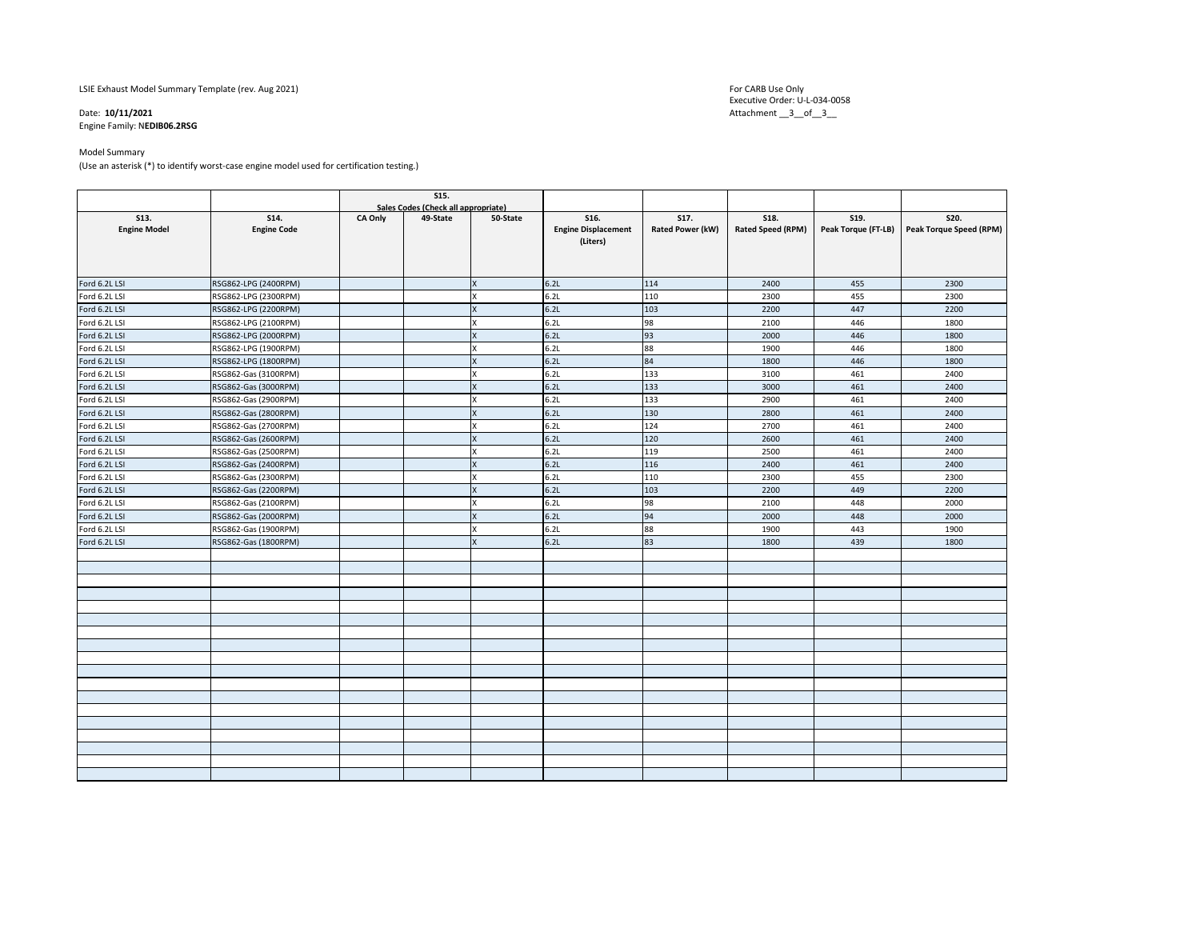LSIE Exhaust Model Summary Template (rev. Aug 2021)

Date: **10/11/2021**
Engine Family: N**EDIB06.2RSG**

For CARB Use Only
Executive Order: U-L-034-0058
Attachment __3__of__3__

Model Summary
(Use an asterisk (*) to identify worst-case engine model used for certification testing.)

| | | S15. Sales Codes (Check all appropriate) | | | | | | | |
|---|---|---|---|---|---|---|---|---|---|
| **S13. Engine Model** | **S14. Engine Code** | **CA Only** | **49-State** | **50-State** | **S16. Engine Displacement (Liters)** | **S17. Rated Power (kW)** | **S18. Rated Speed (RPM)** | **S19. Peak Torque (FT-LB)** | **S20. Peak Torque Speed (RPM)** |
| Ford 6.2L LSI | RSG862-LPG (2400RPM) | | | X | 6.2L | 114 | 2400 | 455 | 2300 |
| Ford 6.2L LSI | RSG862-LPG (2300RPM) | | | X | 6.2L | 110 | 2300 | 455 | 2300 |
| Ford 6.2L LSI | RSG862-LPG (2200RPM) | | | X | 6.2L | 103 | 2200 | 447 | 2200 |
| Ford 6.2L LSI | RSG862-LPG (2100RPM) | | | X | 6.2L | 98 | 2100 | 446 | 1800 |
| Ford 6.2L LSI | RSG862-LPG (2000RPM) | | | X | 6.2L | 93 | 2000 | 446 | 1800 |
| Ford 6.2L LSI | RSG862-LPG (1900RPM) | | | X | 6.2L | 88 | 1900 | 446 | 1800 |
| Ford 6.2L LSI | RSG862-LPG (1800RPM) | | | X | 6.2L | 84 | 1800 | 446 | 1800 |
| Ford 6.2L LSI | RSG862-Gas (3100RPM) | | | X | 6.2L | 133 | 3100 | 461 | 2400 |
| Ford 6.2L LSI | RSG862-Gas (3000RPM) | | | X | 6.2L | 133 | 3000 | 461 | 2400 |
| Ford 6.2L LSI | RSG862-Gas (2900RPM) | | | X | 6.2L | 133 | 2900 | 461 | 2400 |
| Ford 6.2L LSI | RSG862-Gas (2800RPM) | | | X | 6.2L | 130 | 2800 | 461 | 2400 |
| Ford 6.2L LSI | RSG862-Gas (2700RPM) | | | X | 6.2L | 124 | 2700 | 461 | 2400 |
| Ford 6.2L LSI | RSG862-Gas (2600RPM) | | | X | 6.2L | 120 | 2600 | 461 | 2400 |
| Ford 6.2L LSI | RSG862-Gas (2500RPM) | | | X | 6.2L | 119 | 2500 | 461 | 2400 |
| Ford 6.2L LSI | RSG862-Gas (2400RPM) | | | X | 6.2L | 116 | 2400 | 461 | 2400 |
| Ford 6.2L LSI | RSG862-Gas (2300RPM) | | | X | 6.2L | 110 | 2300 | 455 | 2300 |
| Ford 6.2L LSI | RSG862-Gas (2200RPM) | | | X | 6.2L | 103 | 2200 | 449 | 2200 |
| Ford 6.2L LSI | RSG862-Gas (2100RPM) | | | X | 6.2L | 98 | 2100 | 448 | 2000 |
| Ford 6.2L LSI | RSG862-Gas (2000RPM) | | | X | 6.2L | 94 | 2000 | 448 | 2000 |
| Ford 6.2L LSI | RSG862-Gas (1900RPM) | | | X | 6.2L | 88 | 1900 | 443 | 1900 |
| Ford 6.2L LSI | RSG862-Gas (1800RPM) | | | X | 6.2L | 83 | 1800 | 439 | 1800 |